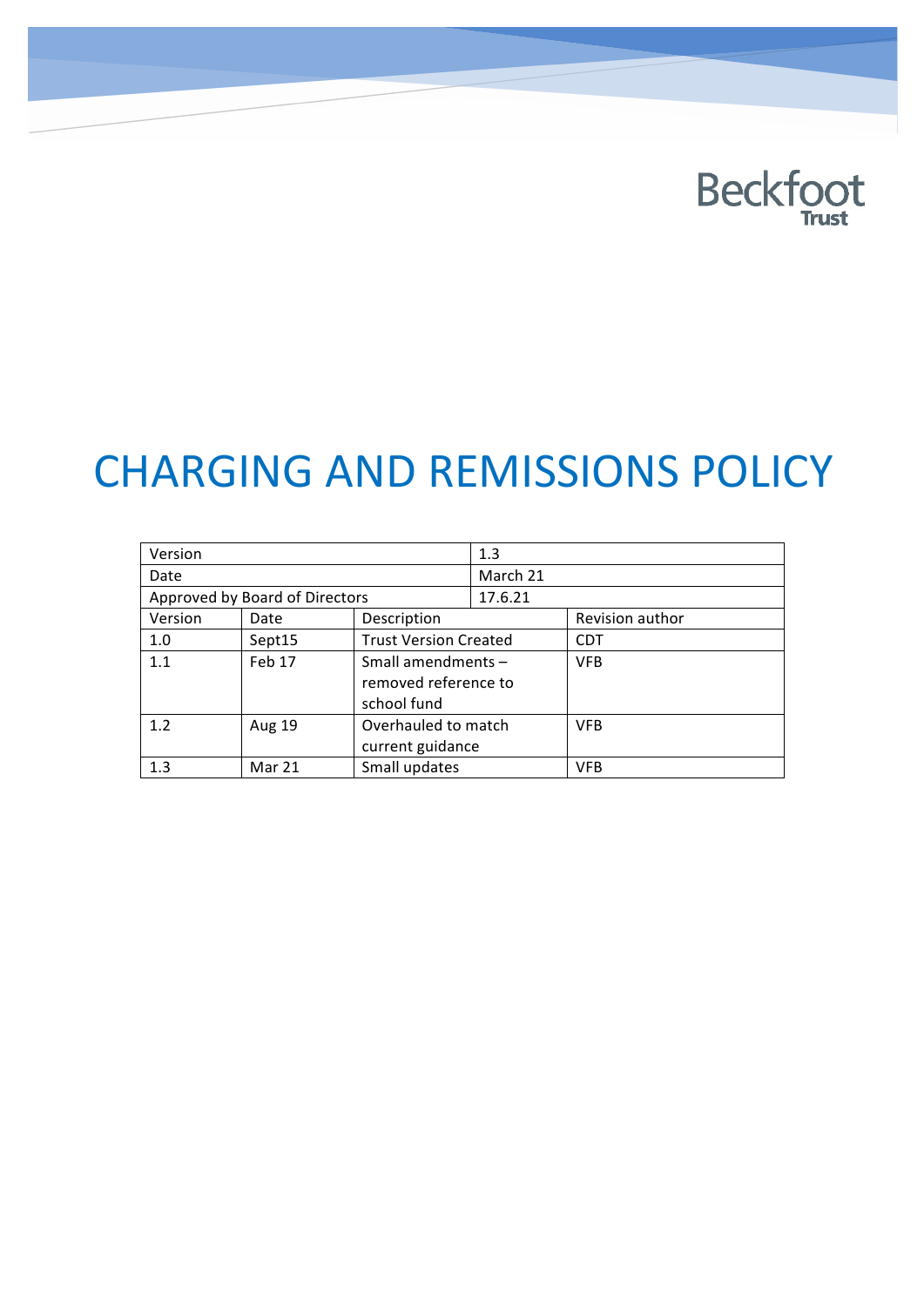Beckfoot Trust

# CHARGING AND REMISSIONS POLICY

| Version | | | 1.3 |
|---|---|---|---|
| Date | | | March 21 |
| Approved by Board of Directors | | | 17.6.21 |
| Version | Date | Description | Revision author |
| 1.0 | Sept15 | Trust Version Created | CDT |
| 1.1 | Feb 17 | Small amendments – removed reference to school fund | VFB |
| 1.2 | Aug 19 | Overhauled to match current guidance | VFB |
| 1.3 | Mar 21 | Small updates | VFB |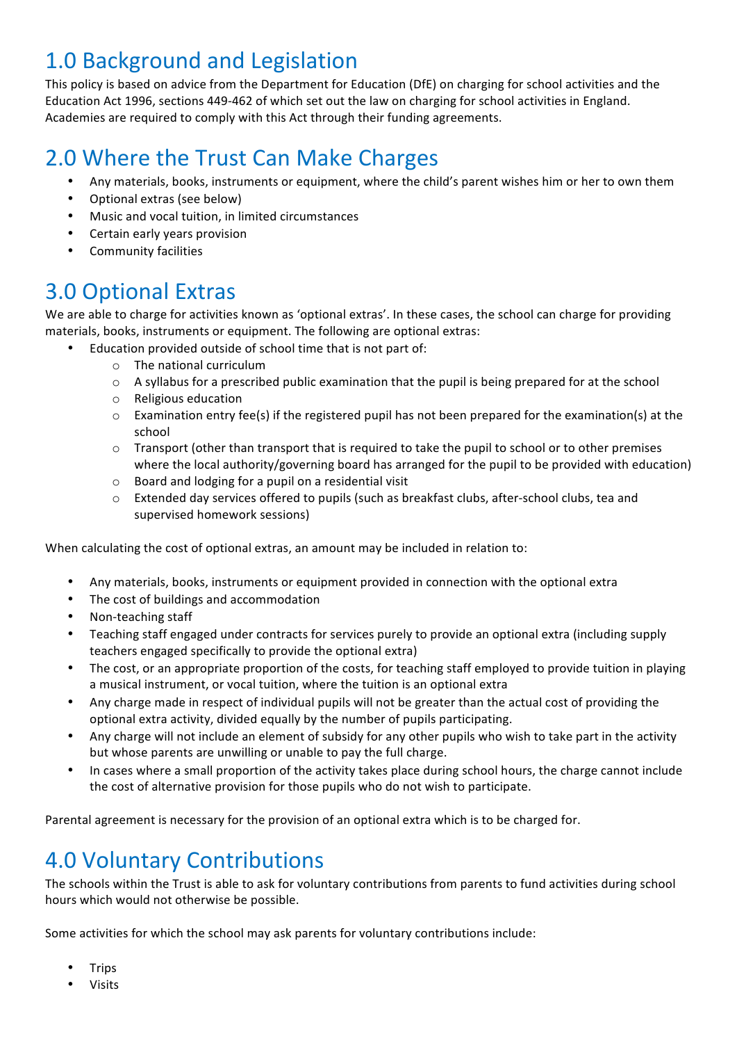## 1.0 Background and Legislation

This policy is based on advice from the Department for Education (DfE) on charging for school activities and the Education Act 1996, sections 449-462 of which set out the law on charging for school activities in England. Academies are required to comply with this Act through their funding agreements.

## 2.0 Where the Trust Can Make Charges

- Any materials, books, instruments or equipment, where the child's parent wishes him or her to own them
- Optional extras (see below)
- Music and vocal tuition, in limited circumstances
- Certain early years provision
- Community facilities

## 3.0 Optional Extras

We are able to charge for activities known as 'optional extras'. In these cases, the school can charge for providing materials, books, instruments or equipment. The following are optional extras:

- Education provided outside of school time that is not part of:
    - The national curriculum
    - A syllabus for a prescribed public examination that the pupil is being prepared for at the school
    - Religious education
    - Examination entry fee(s) if the registered pupil has not been prepared for the examination(s) at the school
    - Transport (other than transport that is required to take the pupil to school or to other premises where the local authority/governing board has arranged for the pupil to be provided with education)
    - Board and lodging for a pupil on a residential visit
    - Extended day services offered to pupils (such as breakfast clubs, after-school clubs, tea and supervised homework sessions)

When calculating the cost of optional extras, an amount may be included in relation to:

- Any materials, books, instruments or equipment provided in connection with the optional extra
- The cost of buildings and accommodation
- Non-teaching staff
- Teaching staff engaged under contracts for services purely to provide an optional extra (including supply teachers engaged specifically to provide the optional extra)
- The cost, or an appropriate proportion of the costs, for teaching staff employed to provide tuition in playing a musical instrument, or vocal tuition, where the tuition is an optional extra
- Any charge made in respect of individual pupils will not be greater than the actual cost of providing the optional extra activity, divided equally by the number of pupils participating.
- Any charge will not include an element of subsidy for any other pupils who wish to take part in the activity but whose parents are unwilling or unable to pay the full charge.
- In cases where a small proportion of the activity takes place during school hours, the charge cannot include the cost of alternative provision for those pupils who do not wish to participate.

Parental agreement is necessary for the provision of an optional extra which is to be charged for.

## 4.0 Voluntary Contributions

The schools within the Trust is able to ask for voluntary contributions from parents to fund activities during school hours which would not otherwise be possible.

Some activities for which the school may ask parents for voluntary contributions include:

- Trips
- Visits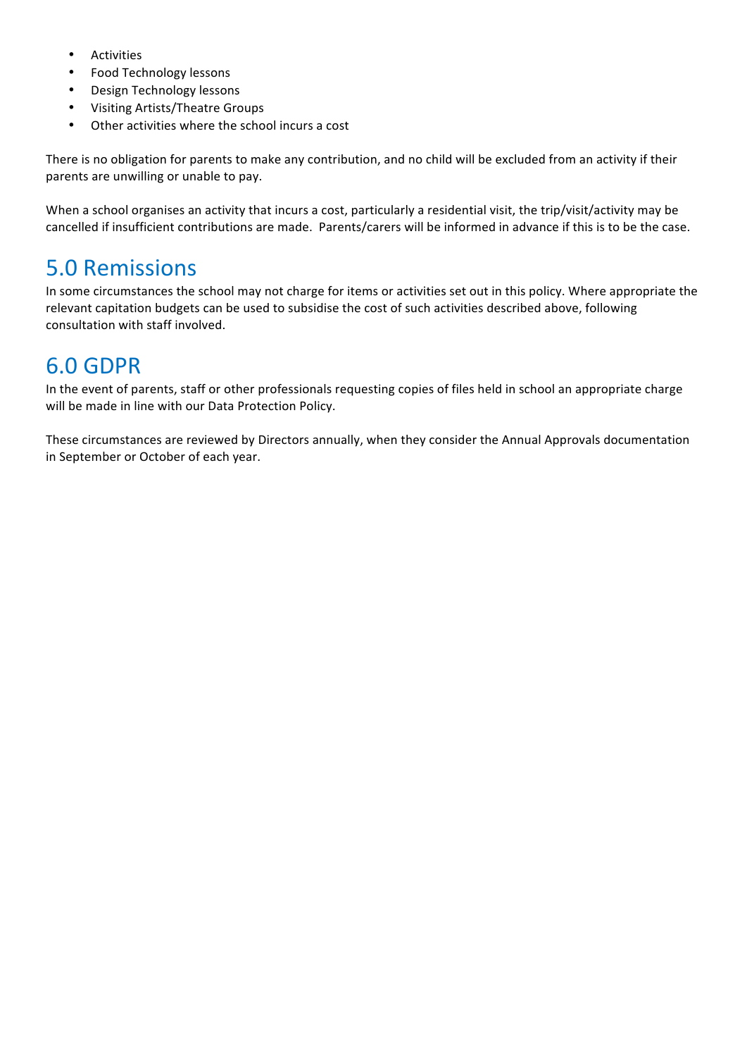- Activities
- Food Technology lessons
- Design Technology lessons
- Visiting Artists/Theatre Groups
- Other activities where the school incurs a cost

There is no obligation for parents to make any contribution, and no child will be excluded from an activity if their parents are unwilling or unable to pay.

When a school organises an activity that incurs a cost, particularly a residential visit, the trip/visit/activity may be cancelled if insufficient contributions are made. Parents/carers will be informed in advance if this is to be the case.

## 5.0 Remissions

In some circumstances the school may not charge for items or activities set out in this policy. Where appropriate the relevant capitation budgets can be used to subsidise the cost of such activities described above, following consultation with staff involved.

## 6.0 GDPR

In the event of parents, staff or other professionals requesting copies of files held in school an appropriate charge will be made in line with our Data Protection Policy.

These circumstances are reviewed by Directors annually, when they consider the Annual Approvals documentation in September or October of each year.